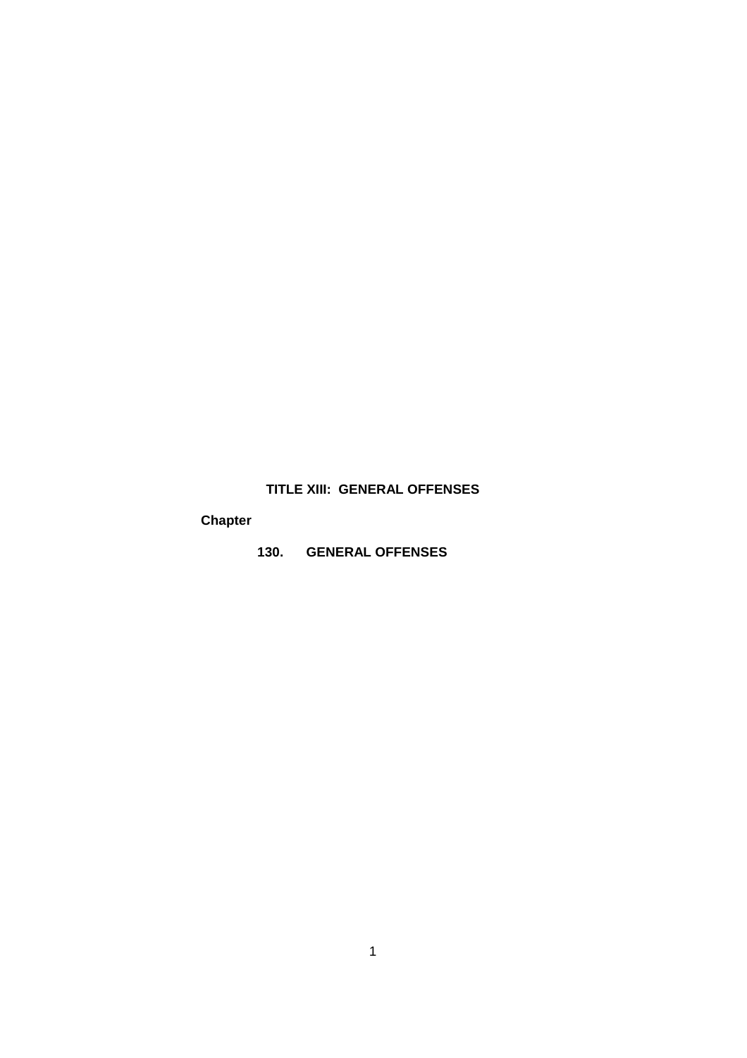# TITLE XIII: GENERAL OFFENSES

**Chapter**

**130. GENERAL OFFENSES**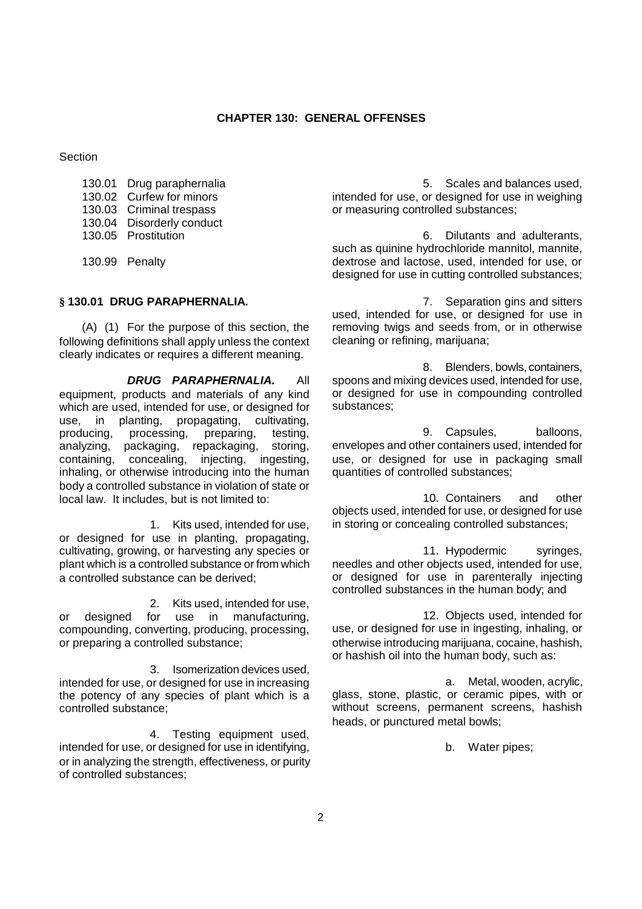# CHAPTER 130: GENERAL OFFENSES

Section

130.01 Drug paraphernalia
130.02 Curfew for minors
130.03 Criminal trespass
130.04 Disorderly conduct
130.05 Prostitution

130.99 Penalty

## § 130.01 DRUG PARAPHERNALIA.

(A) (1) For the purpose of this section, the following definitions shall apply unless the context clearly indicates or requires a different meaning.

***DRUG PARAPHERNALIA.*** All equipment, products and materials of any kind which are used, intended for use, or designed for use, in planting, propagating, cultivating, producing, processing, preparing, testing, analyzing, packaging, repackaging, storing, containing, concealing, injecting, ingesting, inhaling, or otherwise introducing into the human body a controlled substance in violation of state or local law. It includes, but is not limited to:

1. Kits used, intended for use, or designed for use in planting, propagating, cultivating, growing, or harvesting any species or plant which is a controlled substance or from which a controlled substance can be derived;

2. Kits used, intended for use, or designed for use in manufacturing, compounding, converting, producing, processing, or preparing a controlled substance;

3. Isomerization devices used, intended for use, or designed for use in increasing the potency of any species of plant which is a controlled substance;

4. Testing equipment used, intended for use, or designed for use in identifying, or in analyzing the strength, effectiveness, or purity of controlled substances;

5. Scales and balances used, intended for use, or designed for use in weighing or measuring controlled substances;

6. Dilutants and adulterants, such as quinine hydrochloride mannitol, mannite, dextrose and lactose, used, intended for use, or designed for use in cutting controlled substances;

7. Separation gins and sitters used, intended for use, or designed for use in removing twigs and seeds from, or in otherwise cleaning or refining, marijuana;

8. Blenders, bowls, containers, spoons and mixing devices used, intended for use, or designed for use in compounding controlled substances;

9. Capsules, balloons, envelopes and other containers used, intended for use, or designed for use in packaging small quantities of controlled substances;

10. Containers and other objects used, intended for use, or designed for use in storing or concealing controlled substances;

11. Hypodermic syringes, needles and other objects used, intended for use, or designed for use in parenterally injecting controlled substances in the human body; and

12. Objects used, intended for use, or designed for use in ingesting, inhaling, or otherwise introducing marijuana, cocaine, hashish, or hashish oil into the human body, such as:

a. Metal, wooden, acrylic, glass, stone, plastic, or ceramic pipes, with or without screens, permanent screens, hashish heads, or punctured metal bowls;

b. Water pipes;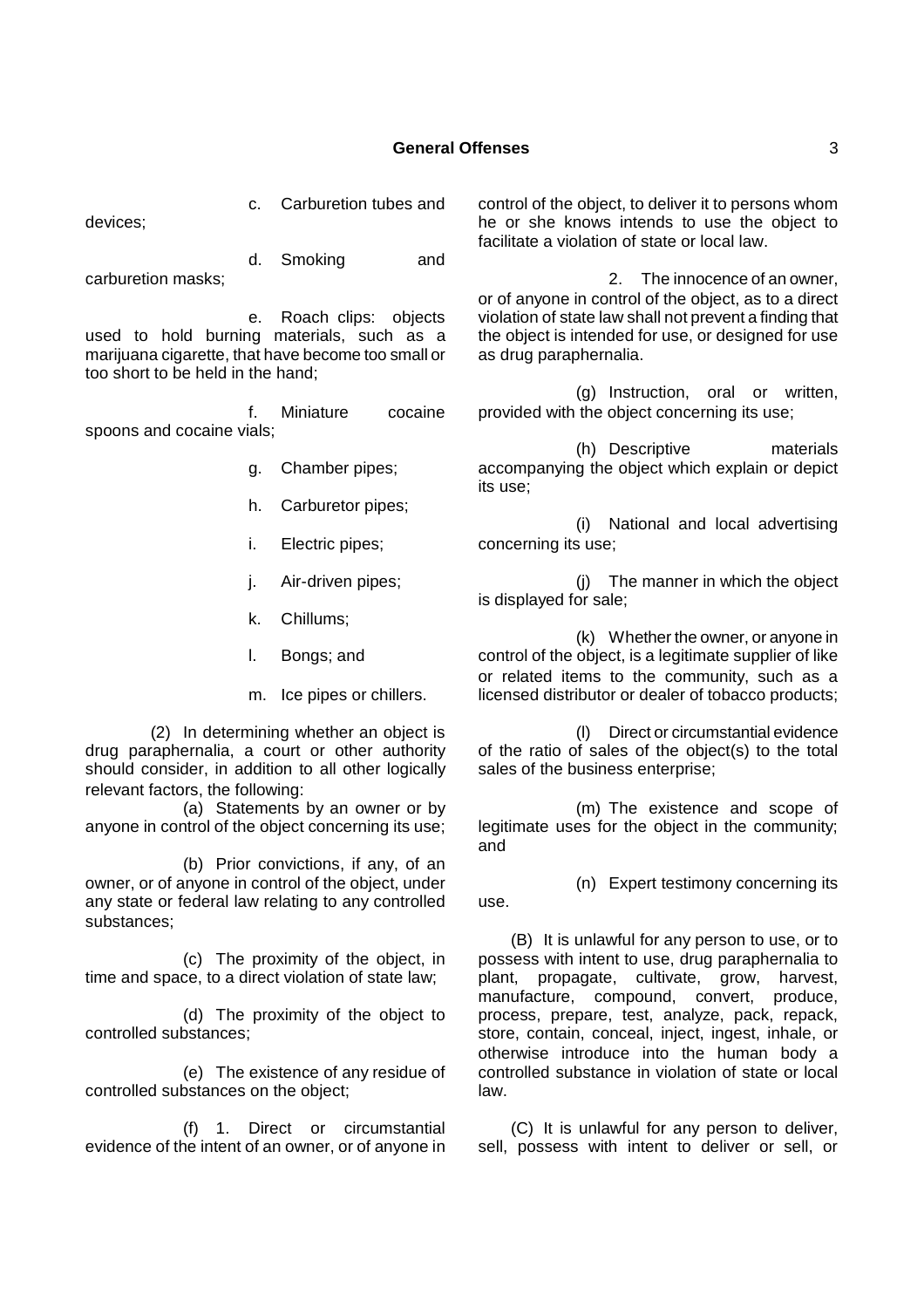c. Carburetion tubes and devices;

d. Smoking and carburetion masks;

e. Roach clips: objects used to hold burning materials, such as a marijuana cigarette, that have become too small or too short to be held in the hand;

f. Miniature cocaine spoons and cocaine vials;

g. Chamber pipes;

h. Carburetor pipes;

i. Electric pipes;

j. Air-driven pipes;

k. Chillums;

l. Bongs; and

m. Ice pipes or chillers.

(2) In determining whether an object is drug paraphernalia, a court or other authority should consider, in addition to all other logically relevant factors, the following:

(a) Statements by an owner or by anyone in control of the object concerning its use;

(b) Prior convictions, if any, of an owner, or of anyone in control of the object, under any state or federal law relating to any controlled substances;

(c) The proximity of the object, in time and space, to a direct violation of state law;

(d) The proximity of the object to controlled substances;

(e) The existence of any residue of controlled substances on the object;

(f) 1. Direct or circumstantial evidence of the intent of an owner, or of anyone in control of the object, to deliver it to persons whom he or she knows intends to use the object to facilitate a violation of state or local law.

2. The innocence of an owner, or of anyone in control of the object, as to a direct violation of state law shall not prevent a finding that the object is intended for use, or designed for use as drug paraphernalia.

(g) Instruction, oral or written, provided with the object concerning its use;

(h) Descriptive materials accompanying the object which explain or depict its use;

(i) National and local advertising concerning its use;

(j) The manner in which the object is displayed for sale;

(k) Whether the owner, or anyone in control of the object, is a legitimate supplier of like or related items to the community, such as a licensed distributor or dealer of tobacco products;

(l) Direct or circumstantial evidence of the ratio of sales of the object(s) to the total sales of the business enterprise;

(m) The existence and scope of legitimate uses for the object in the community; and

(n) Expert testimony concerning its use.

(B) It is unlawful for any person to use, or to possess with intent to use, drug paraphernalia to plant, propagate, cultivate, grow, harvest, manufacture, compound, convert, produce, process, prepare, test, analyze, pack, repack, store, contain, conceal, inject, ingest, inhale, or otherwise introduce into the human body a controlled substance in violation of state or local law.

(C) It is unlawful for any person to deliver, sell, possess with intent to deliver or sell, or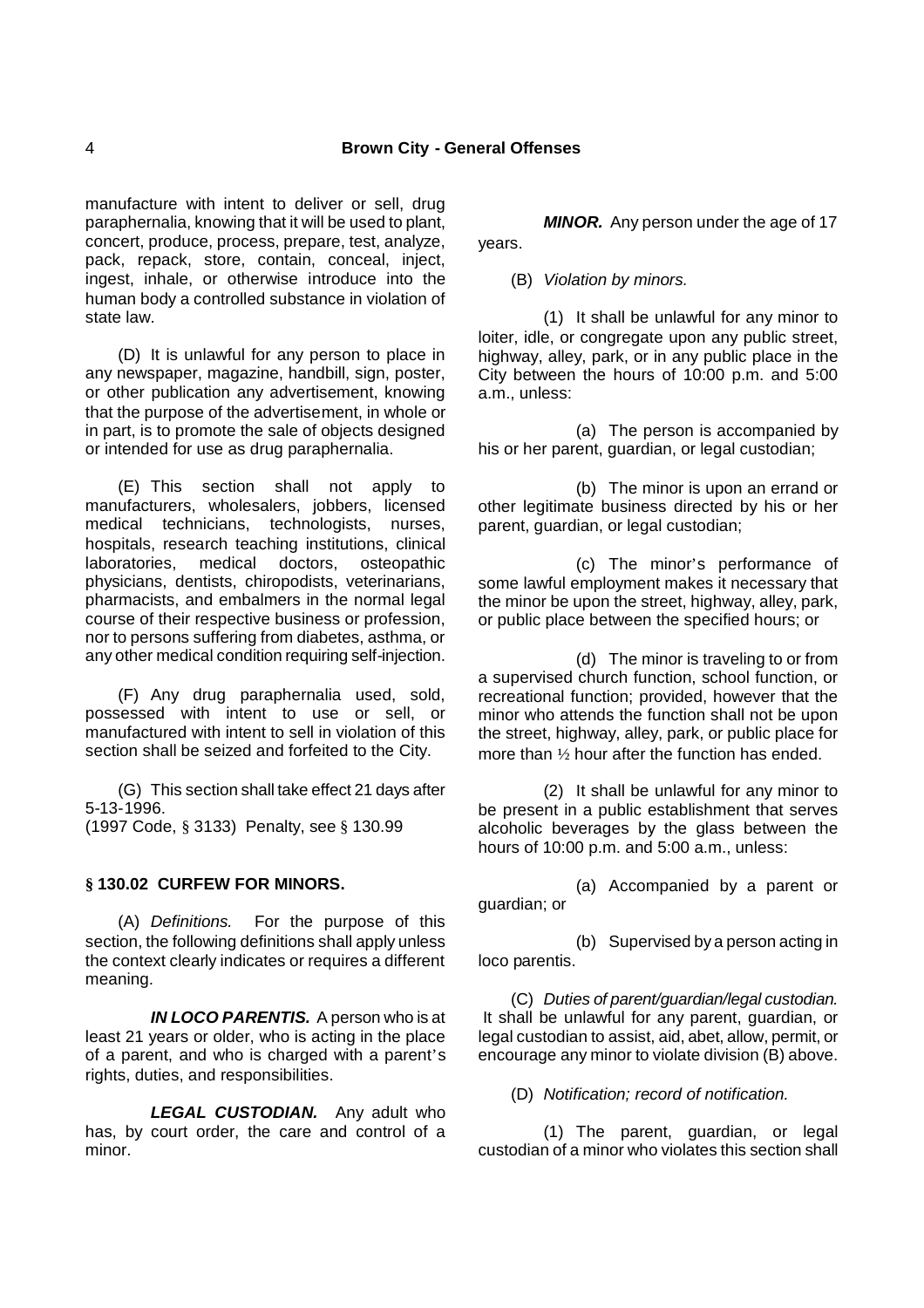manufacture with intent to deliver or sell, drug paraphernalia, knowing that it will be used to plant, concert, produce, process, prepare, test, analyze, pack, repack, store, contain, conceal, inject, ingest, inhale, or otherwise introduce into the human body a controlled substance in violation of state law.

(D) It is unlawful for any person to place in any newspaper, magazine, handbill, sign, poster, or other publication any advertisement, knowing that the purpose of the advertisement, in whole or in part, is to promote the sale of objects designed or intended for use as drug paraphernalia.

(E) This section shall not apply to manufacturers, wholesalers, jobbers, licensed medical technicians, technologists, nurses, hospitals, research teaching institutions, clinical laboratories, medical doctors, osteopathic physicians, dentists, chiropodists, veterinarians, pharmacists, and embalmers in the normal legal course of their respective business or profession, nor to persons suffering from diabetes, asthma, or any other medical condition requiring self-injection.

(F) Any drug paraphernalia used, sold, possessed with intent to use or sell, or manufactured with intent to sell in violation of this section shall be seized and forfeited to the City.

(G) This section shall take effect 21 days after 5-13-1996.
(1997 Code, § 3133) Penalty, see § 130.99

### § 130.02 CURFEW FOR MINORS.

(A) *Definitions.* For the purpose of this section, the following definitions shall apply unless the context clearly indicates or requires a different meaning.

***IN LOCO PARENTIS.*** A person who is at least 21 years or older, who is acting in the place of a parent, and who is charged with a parent's rights, duties, and responsibilities.

***LEGAL CUSTODIAN.*** Any adult who has, by court order, the care and control of a minor.

***MINOR.*** Any person under the age of 17 years.

(B) *Violation by minors.*

(1) It shall be unlawful for any minor to loiter, idle, or congregate upon any public street, highway, alley, park, or in any public place in the City between the hours of 10:00 p.m. and 5:00 a.m., unless:

(a) The person is accompanied by his or her parent, guardian, or legal custodian;

(b) The minor is upon an errand or other legitimate business directed by his or her parent, guardian, or legal custodian;

(c) The minor's performance of some lawful employment makes it necessary that the minor be upon the street, highway, alley, park, or public place between the specified hours; or

(d) The minor is traveling to or from a supervised church function, school function, or recreational function; provided, however that the minor who attends the function shall not be upon the street, highway, alley, park, or public place for more than ½ hour after the function has ended.

(2) It shall be unlawful for any minor to be present in a public establishment that serves alcoholic beverages by the glass between the hours of 10:00 p.m. and 5:00 a.m., unless:

(a) Accompanied by a parent or guardian; or

(b) Supervised by a person acting in loco parentis.

(C) *Duties of parent/guardian/legal custodian.* It shall be unlawful for any parent, guardian, or legal custodian to assist, aid, abet, allow, permit, or encourage any minor to violate division (B) above.

(D) *Notification; record of notification.*

(1) The parent, guardian, or legal custodian of a minor who violates this section shall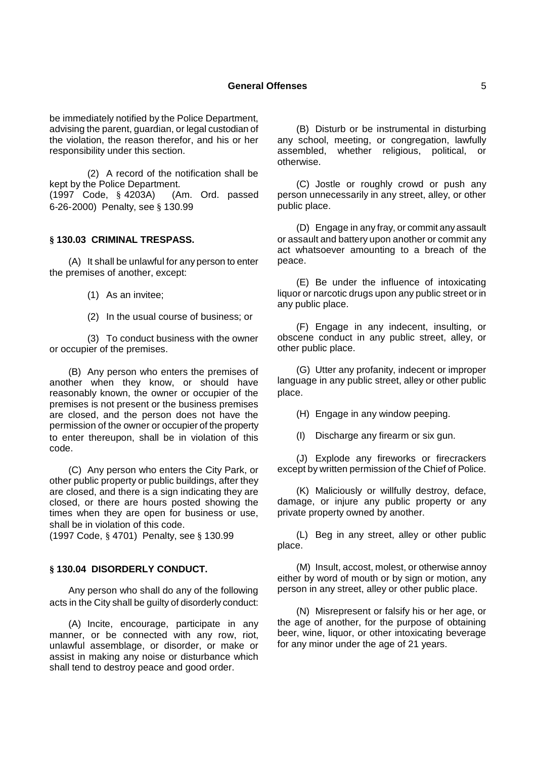be immediately notified by the Police Department, advising the parent, guardian, or legal custodian of the violation, the reason therefor, and his or her responsibility under this section.

(2) A record of the notification shall be kept by the Police Department.
(1997 Code, § 4203A) (Am. Ord. passed 6-26-2000) Penalty, see § 130.99

### § 130.03 CRIMINAL TRESPASS.

(A) It shall be unlawful for any person to enter the premises of another, except:

(1) As an invitee;

(2) In the usual course of business; or

(3) To conduct business with the owner or occupier of the premises.

(B) Any person who enters the premises of another when they know, or should have reasonably known, the owner or occupier of the premises is not present or the business premises are closed, and the person does not have the permission of the owner or occupier of the property to enter thereupon, shall be in violation of this code.

(C) Any person who enters the City Park, or other public property or public buildings, after they are closed, and there is a sign indicating they are closed, or there are hours posted showing the times when they are open for business or use, shall be in violation of this code.
(1997 Code, § 4701) Penalty, see § 130.99

### § 130.04 DISORDERLY CONDUCT.

Any person who shall do any of the following acts in the City shall be guilty of disorderly conduct:

(A) Incite, encourage, participate in any manner, or be connected with any row, riot, unlawful assemblage, or disorder, or make or assist in making any noise or disturbance which shall tend to destroy peace and good order.

(B) Disturb or be instrumental in disturbing any school, meeting, or congregation, lawfully assembled, whether religious, political, or otherwise.

(C) Jostle or roughly crowd or push any person unnecessarily in any street, alley, or other public place.

(D) Engage in any fray, or commit any assault or assault and battery upon another or commit any act whatsoever amounting to a breach of the peace.

(E) Be under the influence of intoxicating liquor or narcotic drugs upon any public street or in any public place.

(F) Engage in any indecent, insulting, or obscene conduct in any public street, alley, or other public place.

(G) Utter any profanity, indecent or improper language in any public street, alley or other public place.

(H) Engage in any window peeping.

(I) Discharge any firearm or six gun.

(J) Explode any fireworks or firecrackers except by written permission of the Chief of Police.

(K) Maliciously or willfully destroy, deface, damage, or injure any public property or any private property owned by another.

(L) Beg in any street, alley or other public place.

(M) Insult, accost, molest, or otherwise annoy either by word of mouth or by sign or motion, any person in any street, alley or other public place.

(N) Misrepresent or falsify his or her age, or the age of another, for the purpose of obtaining beer, wine, liquor, or other intoxicating beverage for any minor under the age of 21 years.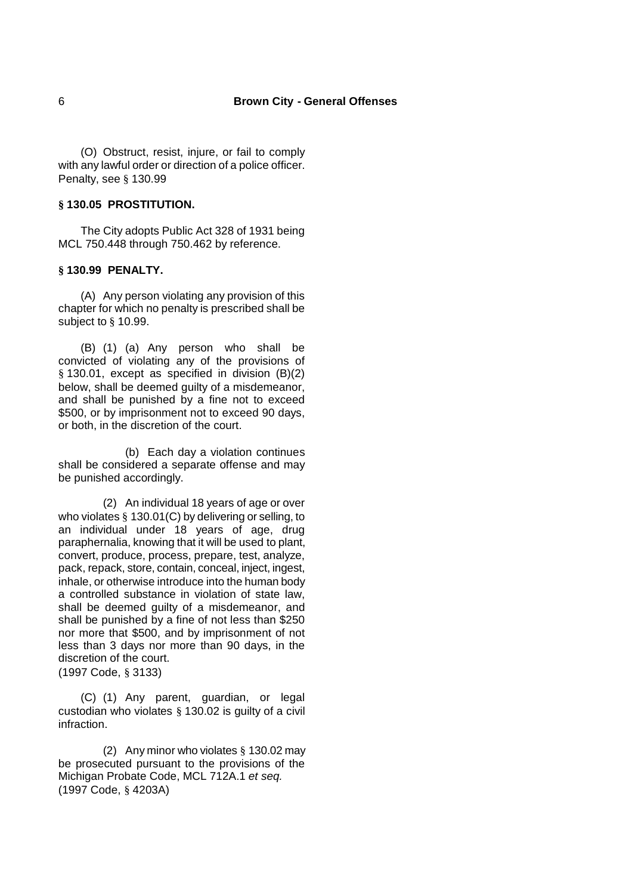(O) Obstruct, resist, injure, or fail to comply with any lawful order or direction of a police officer.
Penalty, see § 130.99

### § 130.05 PROSTITUTION.

The City adopts Public Act 328 of 1931 being MCL 750.448 through 750.462 by reference.

### § 130.99 PENALTY.

(A) Any person violating any provision of this chapter for which no penalty is prescribed shall be subject to § 10.99.

(B) (1) (a) Any person who shall be convicted of violating any of the provisions of § 130.01, except as specified in division (B)(2) below, shall be deemed guilty of a misdemeanor, and shall be punished by a fine not to exceed $500, or by imprisonment not to exceed 90 days, or both, in the discretion of the court.

(b) Each day a violation continues shall be considered a separate offense and may be punished accordingly.

(2) An individual 18 years of age or over who violates § 130.01(C) by delivering or selling, to an individual under 18 years of age, drug paraphernalia, knowing that it will be used to plant, convert, produce, process, prepare, test, analyze, pack, repack, store, contain, conceal, inject, ingest, inhale, or otherwise introduce into the human body a controlled substance in violation of state law, shall be deemed guilty of a misdemeanor, and shall be punished by a fine of not less than $250 nor more that $500, and by imprisonment of not less than 3 days nor more than 90 days, in the discretion of the court.
(1997 Code, § 3133)

(C) (1) Any parent, guardian, or legal custodian who violates § 130.02 is guilty of a civil infraction.

(2) Any minor who violates § 130.02 may be prosecuted pursuant to the provisions of the Michigan Probate Code, MCL 712A.1 *et seq.*
(1997 Code, § 4203A)